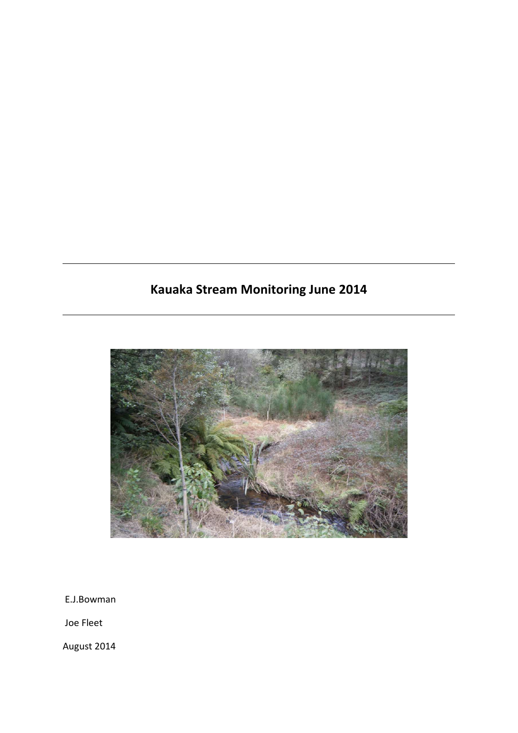# Kauaka Stream Monitoring June 2014

E.J.Bowman

Joe Fleet

August 2014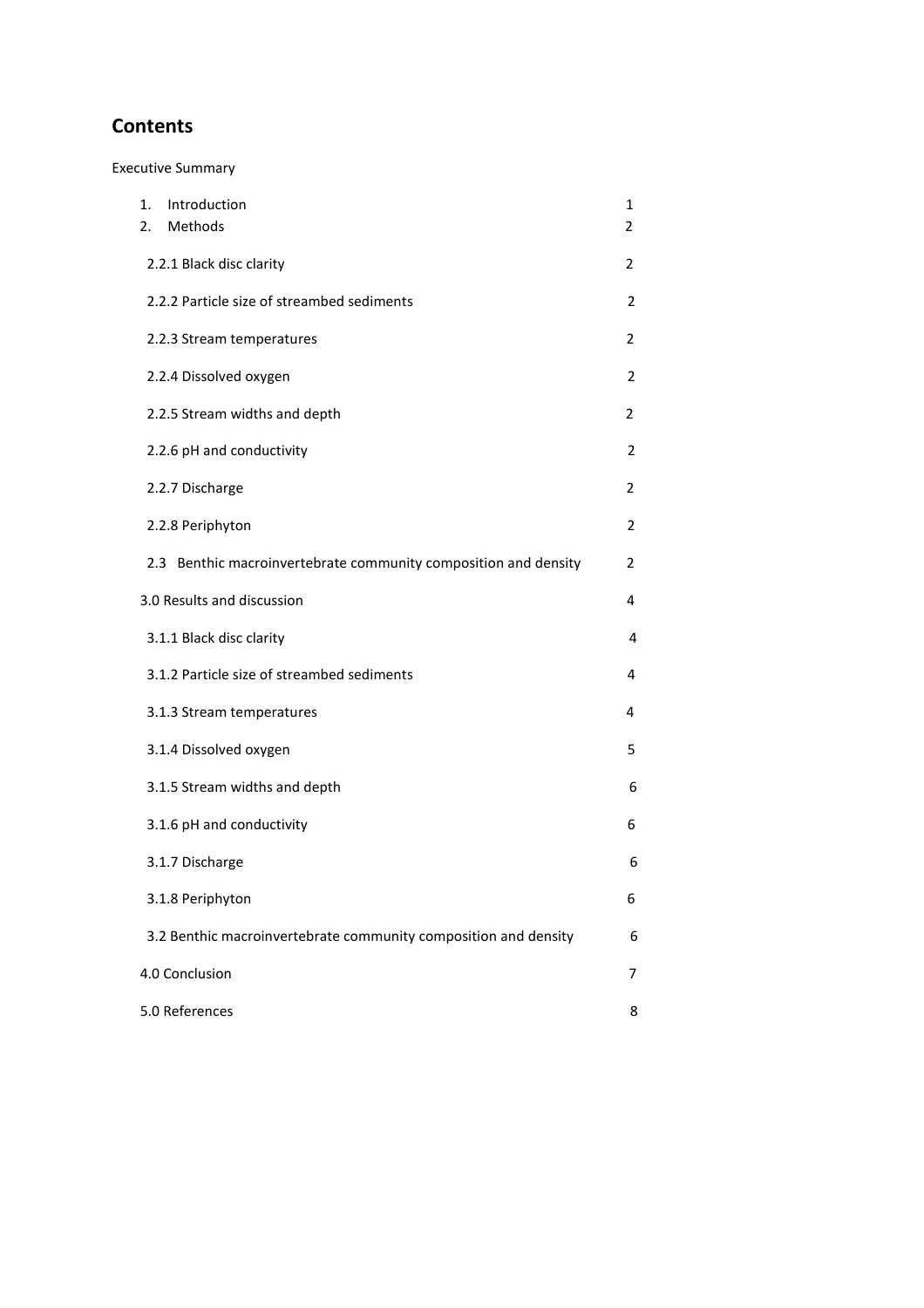## Contents

Executive Summary

| | |
|---|---|
| 1. Introduction | 1 |
| 2. Methods | 2 |
| 2.2.1 Black disc clarity | 2 |
| 2.2.2 Particle size of streambed sediments | 2 |
| 2.2.3 Stream temperatures | 2 |
| 2.2.4 Dissolved oxygen | 2 |
| 2.2.5 Stream widths and depth | 2 |
| 2.2.6 pH and conductivity | 2 |
| 2.2.7 Discharge | 2 |
| 2.2.8 Periphyton | 2 |
| 2.3 Benthic macroinvertebrate community composition and density | 2 |
| 3.0 Results and discussion | 4 |
| 3.1.1 Black disc clarity | 4 |
| 3.1.2 Particle size of streambed sediments | 4 |
| 3.1.3 Stream temperatures | 4 |
| 3.1.4 Dissolved oxygen | 5 |
| 3.1.5 Stream widths and depth | 6 |
| 3.1.6 pH and conductivity | 6 |
| 3.1.7 Discharge | 6 |
| 3.1.8 Periphyton | 6 |
| 3.2 Benthic macroinvertebrate community composition and density | 6 |
| 4.0 Conclusion | 7 |
| 5.0 References | 8 |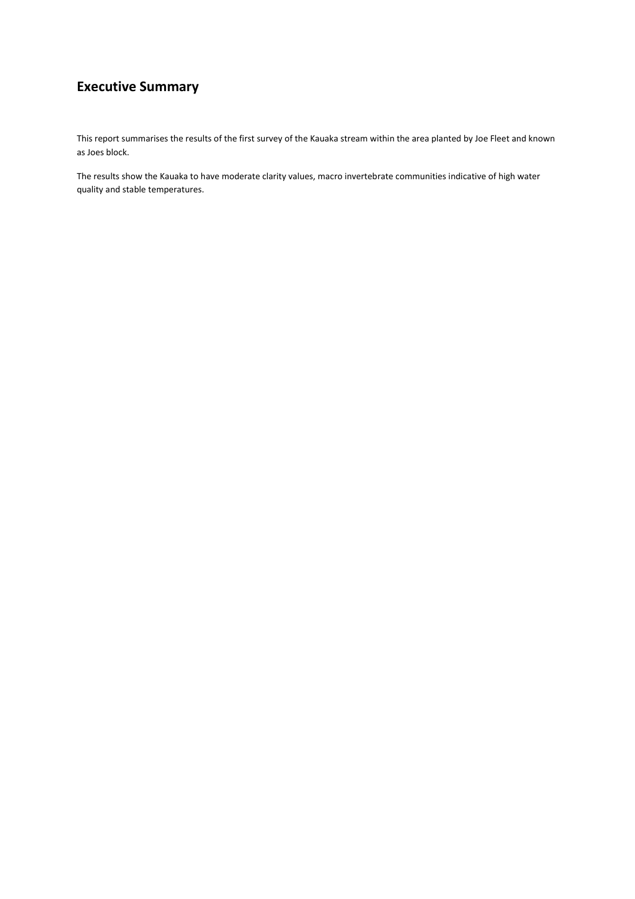## Executive Summary

This report summarises the results of the first survey of the Kauaka stream within the area planted by Joe Fleet and known as Joes block.

The results show the Kauaka to have moderate clarity values, macro invertebrate communities indicative of high water quality and stable temperatures.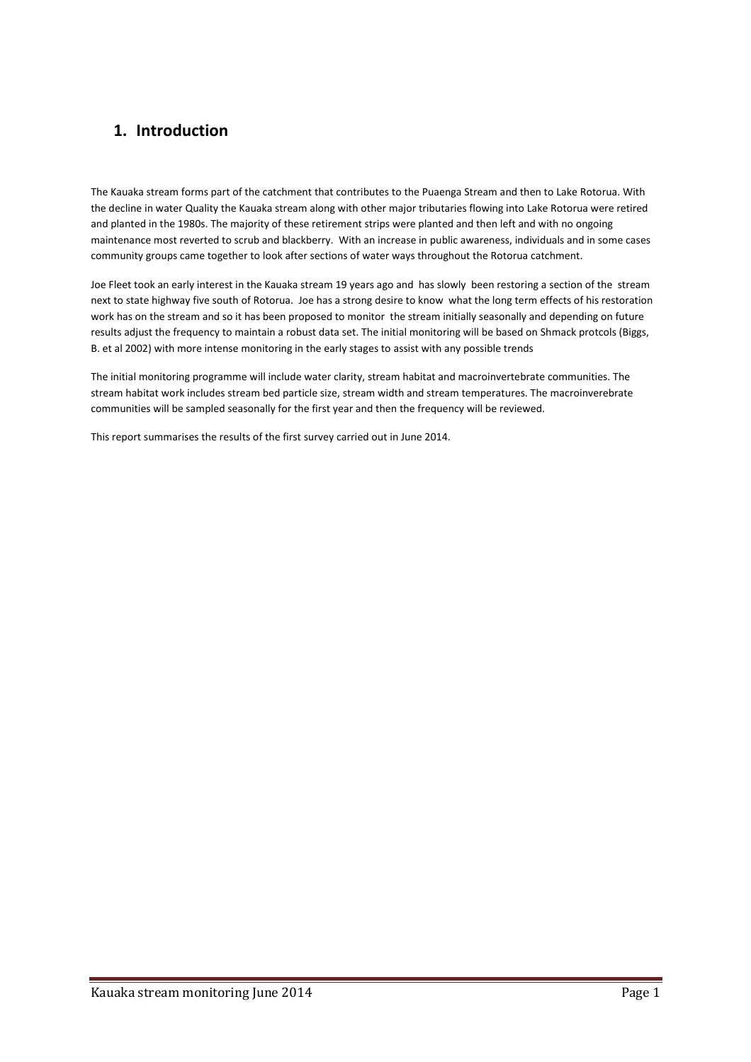# 1. Introduction

The Kauaka stream forms part of the catchment that contributes to the Puaenga Stream and then to Lake Rotorua. With the decline in water Quality the Kauaka stream along with other major tributaries flowing into Lake Rotorua were retired and planted in the 1980s. The majority of these retirement strips were planted and then left and with no ongoing maintenance most reverted to scrub and blackberry. With an increase in public awareness, individuals and in some cases community groups came together to look after sections of water ways throughout the Rotorua catchment.

Joe Fleet took an early interest in the Kauaka stream 19 years ago and has slowly been restoring a section of the stream next to state highway five south of Rotorua. Joe has a strong desire to know what the long term effects of his restoration work has on the stream and so it has been proposed to monitor the stream initially seasonally and depending on future results adjust the frequency to maintain a robust data set. The initial monitoring will be based on Shmack protcols (Biggs, B. et al 2002) with more intense monitoring in the early stages to assist with any possible trends

The initial monitoring programme will include water clarity, stream habitat and macroinvertebrate communities. The stream habitat work includes stream bed particle size, stream width and stream temperatures. The macroinverebrate communities will be sampled seasonally for the first year and then the frequency will be reviewed.

This report summarises the results of the first survey carried out in June 2014.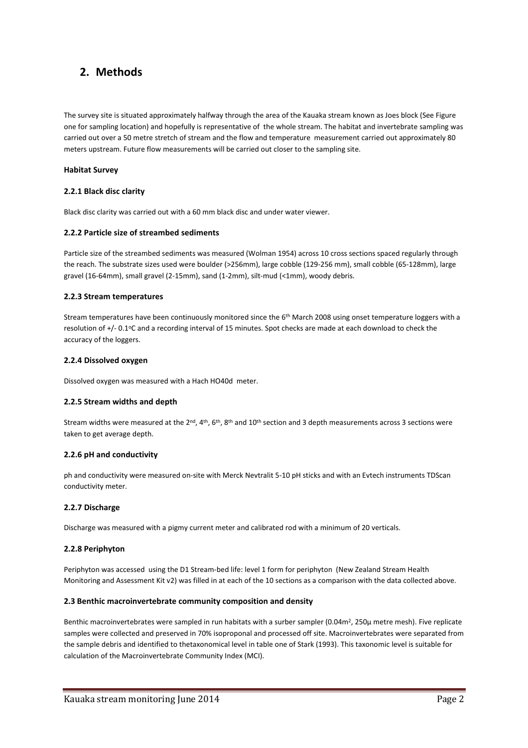# 2. Methods

The survey site is situated approximately halfway through the area of the Kauaka stream known as Joes block (See Figure one for sampling location) and hopefully is representative of the whole stream. The habitat and invertebrate sampling was carried out over a 50 metre stretch of stream and the flow and temperature measurement carried out approximately 80 meters upstream. Future flow measurements will be carried out closer to the sampling site.

**Habitat Survey**

### 2.2.1 Black disc clarity

Black disc clarity was carried out with a 60 mm black disc and under water viewer.

### 2.2.2 Particle size of streambed sediments

Particle size of the streambed sediments was measured (Wolman 1954) across 10 cross sections spaced regularly through the reach. The substrate sizes used were boulder (>256mm), large cobble (129-256 mm), small cobble (65-128mm), large gravel (16-64mm), small gravel (2-15mm), sand (1-2mm), silt-mud (<1mm), woody debris.

### 2.2.3 Stream temperatures

Stream temperatures have been continuously monitored since the 6th March 2008 using onset temperature loggers with a resolution of +/- 0.1°C and a recording interval of 15 minutes. Spot checks are made at each download to check the accuracy of the loggers.

### 2.2.4 Dissolved oxygen

Dissolved oxygen was measured with a Hach HO40d meter.

### 2.2.5 Stream widths and depth

Stream widths were measured at the 2nd, 4th, 6th, 8th and 10th section and 3 depth measurements across 3 sections were taken to get average depth.

### 2.2.6 pH and conductivity

ph and conductivity were measured on-site with Merck Nevtralit 5-10 pH sticks and with an Evtech instruments TDScan conductivity meter.

### 2.2.7 Discharge

Discharge was measured with a pigmy current meter and calibrated rod with a minimum of 20 verticals.

### 2.2.8 Periphyton

Periphyton was accessed using the D1 Stream-bed life: level 1 form for periphyton (New Zealand Stream Health Monitoring and Assessment Kit v2) was filled in at each of the 10 sections as a comparison with the data collected above.

### 2.3 Benthic macroinvertebrate community composition and density

Benthic macroinvertebrates were sampled in run habitats with a surber sampler (0.04m$^2$, 250µ metre mesh). Five replicate samples were collected and preserved in 70% isoproponal and processed off site. Macroinvertebrates were separated from the sample debris and identified to thetaxonomical level in table one of Stark (1993). This taxonomic level is suitable for calculation of the Macroinvertebrate Community Index (MCI).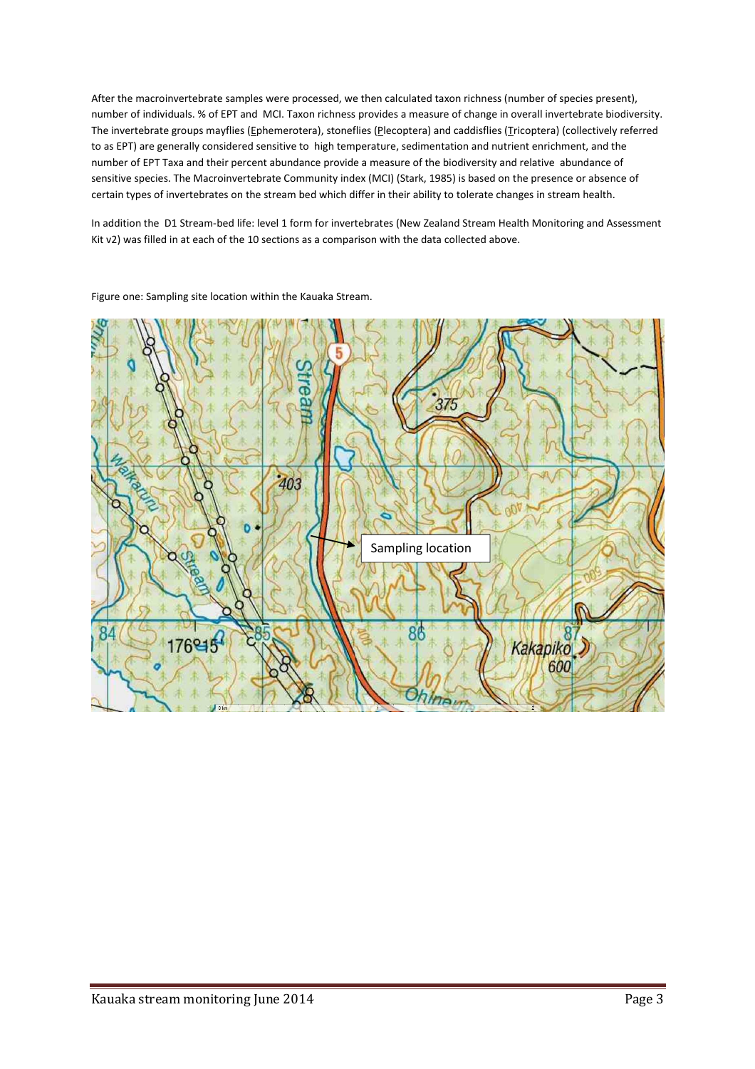After the macroinvertebrate samples were processed, we then calculated taxon richness (number of species present), number of individuals. % of EPT and MCI. Taxon richness provides a measure of change in overall invertebrate biodiversity. The invertebrate groups mayflies (Ephemerotera), stoneflies (Plecoptera) and caddisflies (Tricoptera) (collectively referred to as EPT) are generally considered sensitive to high temperature, sedimentation and nutrient enrichment, and the number of EPT Taxa and their percent abundance provide a measure of the biodiversity and relative abundance of sensitive species. The Macroinvertebrate Community index (MCI) (Stark, 1985) is based on the presence or absence of certain types of invertebrates on the stream bed which differ in their ability to tolerate changes in stream health.

In addition the D1 Stream-bed life: level 1 form for invertebrates (New Zealand Stream Health Monitoring and Assessment Kit v2) was filled in at each of the 10 sections as a comparison with the data collected above.

Figure one: Sampling site location within the Kauaka Stream.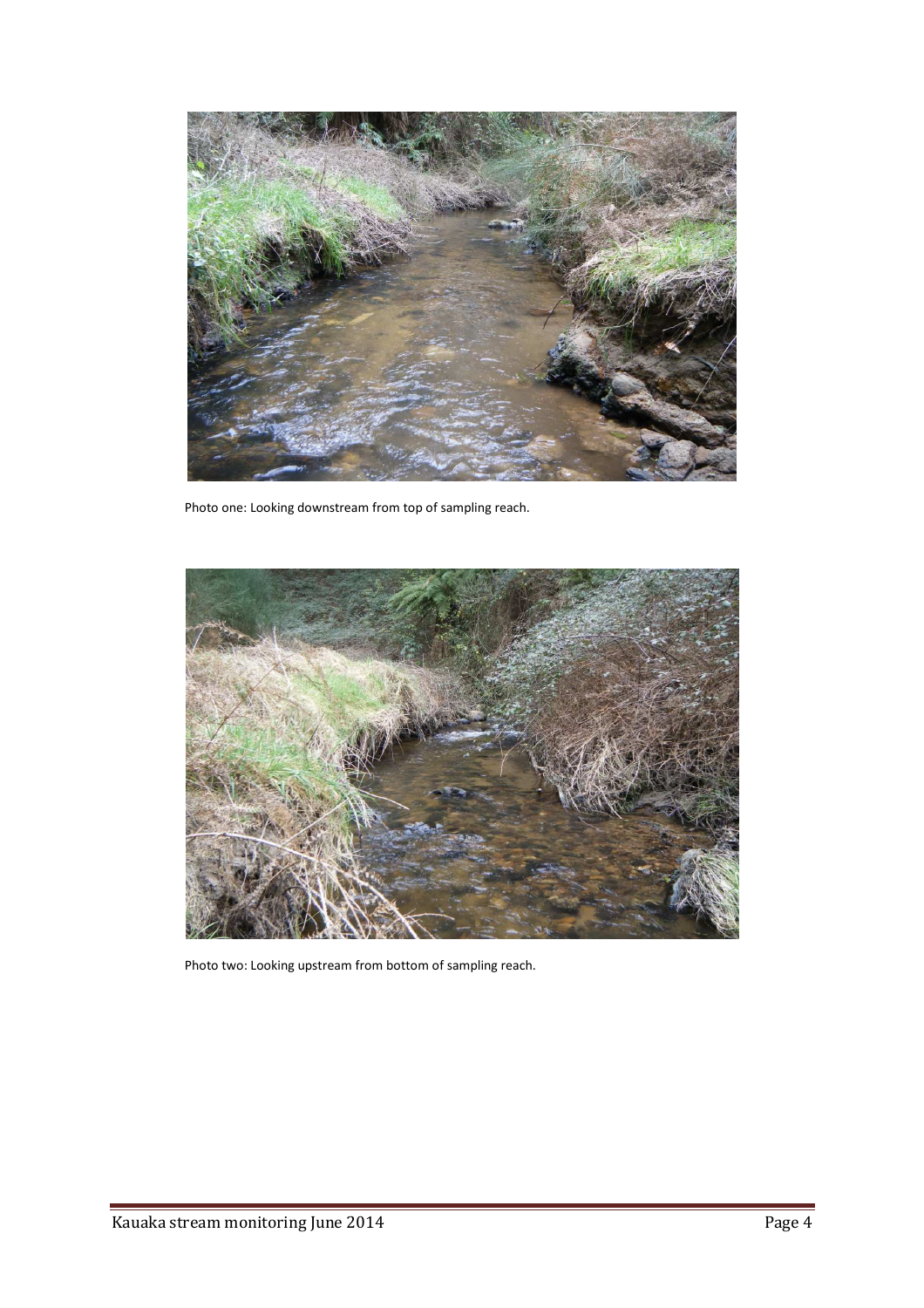Photo one: Looking downstream from top of sampling reach.

Photo two: Looking upstream from bottom of sampling reach.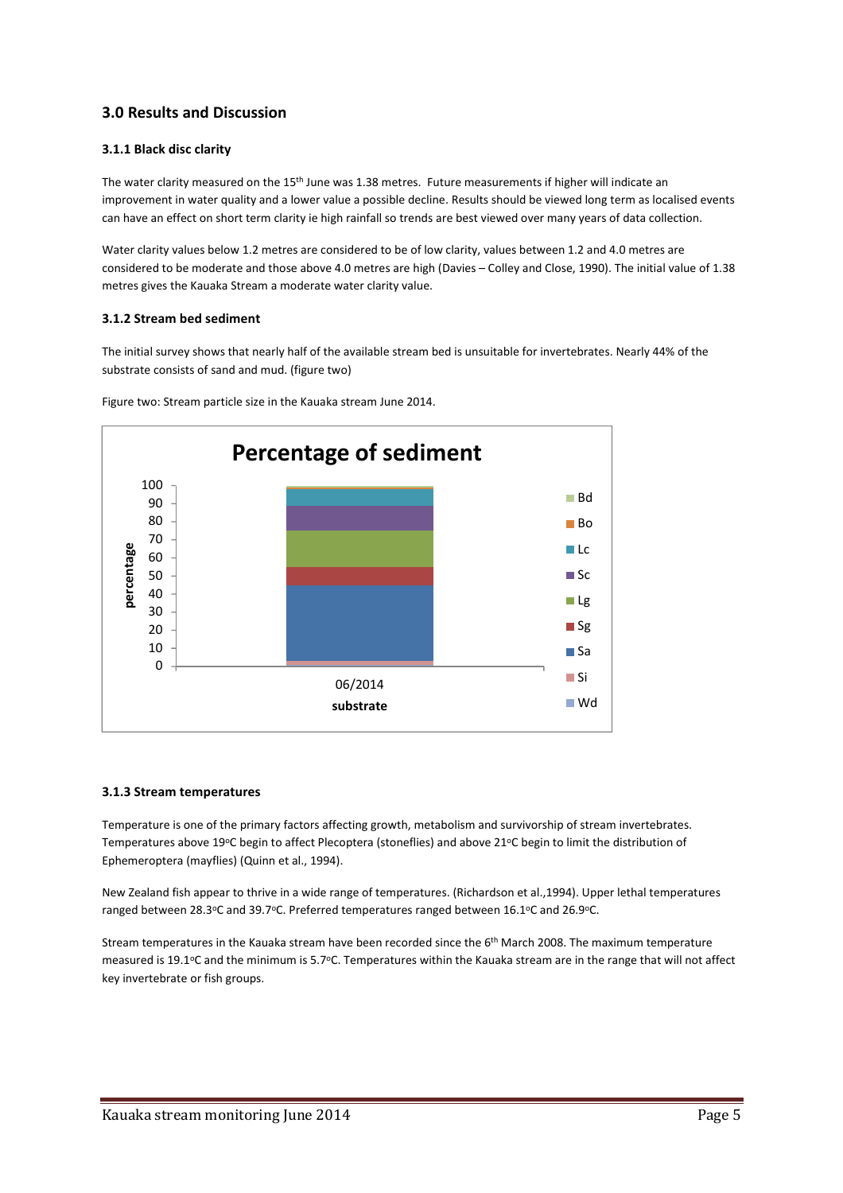## 3.0 Results and Discussion

### 3.1.1 Black disc clarity

The water clarity measured on the 15th June was 1.38 metres. Future measurements if higher will indicate an improvement in water quality and a lower value a possible decline. Results should be viewed long term as localised events can have an effect on short term clarity ie high rainfall so trends are best viewed over many years of data collection.

Water clarity values below 1.2 metres are considered to be of low clarity, values between 1.2 and 4.0 metres are considered to be moderate and those above 4.0 metres are high (Davies – Colley and Close, 1990). The initial value of 1.38 metres gives the Kauaka Stream a moderate water clarity value.

### 3.1.2 Stream bed sediment

The initial survey shows that nearly half of the available stream bed is unsuitable for invertebrates. Nearly 44% of the substrate consists of sand and mud. (figure two)

Figure two: Stream particle size in the Kauaka stream June 2014.

**Percentage of sediment**

(Stacked bar chart; y-axis: percentage, 0–100; x-axis: substrate, 06/2014; legend: Bd, Bo, Lc, Sc, Lg, Sg, Sa, Si, Wd)

### 3.1.3 Stream temperatures

Temperature is one of the primary factors affecting growth, metabolism and survivorship of stream invertebrates. Temperatures above 19°C begin to affect Plecoptera (stoneflies) and above 21°C begin to limit the distribution of Ephemeroptera (mayflies) (Quinn et al., 1994).

New Zealand fish appear to thrive in a wide range of temperatures. (Richardson et al.,1994). Upper lethal temperatures ranged between 28.3°C and 39.7°C. Preferred temperatures ranged between 16.1°C and 26.9°C.

Stream temperatures in the Kauaka stream have been recorded since the 6th March 2008. The maximum temperature measured is 19.1°C and the minimum is 5.7°C. Temperatures within the Kauaka stream are in the range that will not affect key invertebrate or fish groups.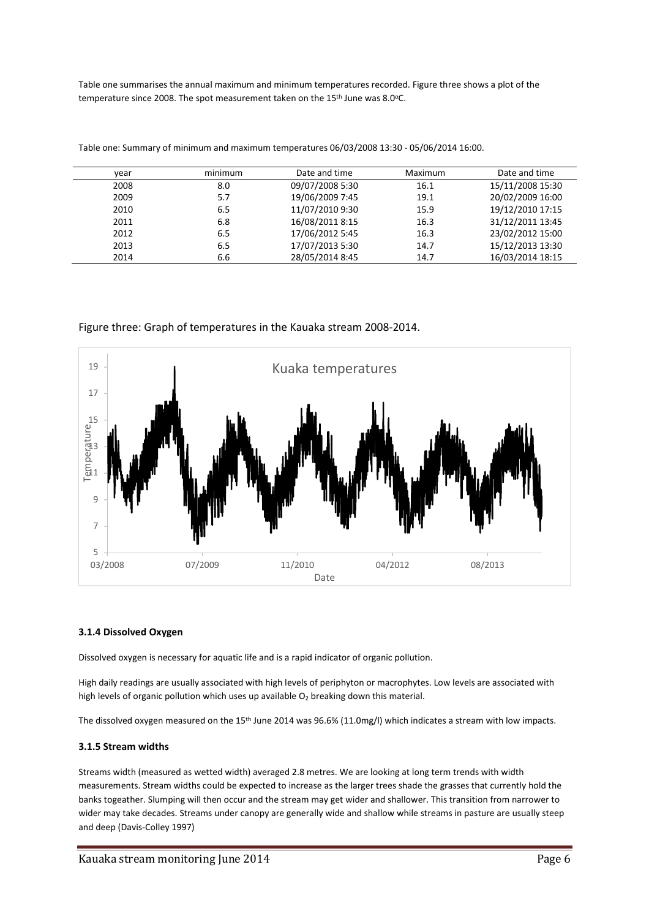Table one summarises the annual maximum and minimum temperatures recorded. Figure three shows a plot of the temperature since 2008. The spot measurement taken on the 15th June was 8.0°C.

Table one: Summary of minimum and maximum temperatures 06/03/2008 13:30 - 05/06/2014 16:00.

| year | minimum | Date and time | Maximum | Date and time |
|---|---|---|---|---|
| 2008 | 8.0 | 09/07/2008 5:30 | 16.1 | 15/11/2008 15:30 |
| 2009 | 5.7 | 19/06/2009 7:45 | 19.1 | 20/02/2009 16:00 |
| 2010 | 6.5 | 11/07/2010 9:30 | 15.9 | 19/12/2010 17:15 |
| 2011 | 6.8 | 16/08/2011 8:15 | 16.3 | 31/12/2011 13:45 |
| 2012 | 6.5 | 17/06/2012 5:45 | 16.3 | 23/02/2012 15:00 |
| 2013 | 6.5 | 17/07/2013 5:30 | 14.7 | 15/12/2013 13:30 |
| 2014 | 6.6 | 28/05/2014 8:45 | 14.7 | 16/03/2014 18:15 |

Figure three: Graph of temperatures in the Kauaka stream 2008-2014.

### 3.1.4 Dissolved Oxygen

Dissolved oxygen is necessary for aquatic life and is a rapid indicator of organic pollution.

High daily readings are usually associated with high levels of periphyton or macrophytes. Low levels are associated with high levels of organic pollution which uses up available $O_2$ breaking down this material.

The dissolved oxygen measured on the 15th June 2014 was 96.6% (11.0mg/l) which indicates a stream with low impacts.

### 3.1.5 Stream widths

Streams width (measured as wetted width) averaged 2.8 metres. We are looking at long term trends with width measurements. Stream widths could be expected to increase as the larger trees shade the grasses that currently hold the banks togeather. Slumping will then occur and the stream may get wider and shallower. This transition from narrower to wider may take decades. Streams under canopy are generally wide and shallow while streams in pasture are usually steep and deep (Davis-Colley 1997)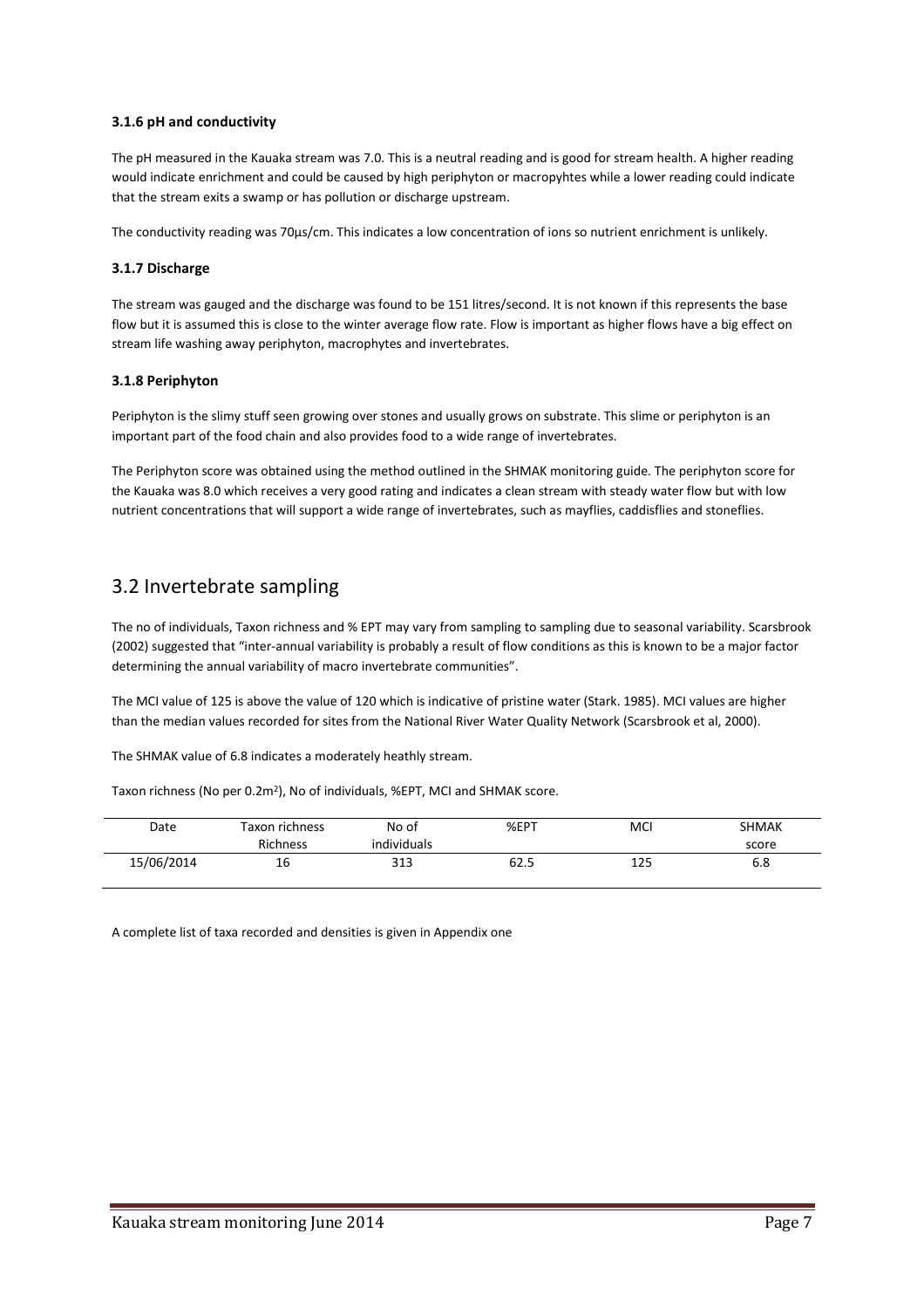### 3.1.6 pH and conductivity

The pH measured in the Kauaka stream was 7.0. This is a neutral reading and is good for stream health. A higher reading would indicate enrichment and could be caused by high periphyton or macropyhtes while a lower reading could indicate that the stream exits a swamp or has pollution or discharge upstream.

The conductivity reading was 70µs/cm. This indicates a low concentration of ions so nutrient enrichment is unlikely.

### 3.1.7 Discharge

The stream was gauged and the discharge was found to be 151 litres/second. It is not known if this represents the base flow but it is assumed this is close to the winter average flow rate. Flow is important as higher flows have a big effect on stream life washing away periphyton, macrophytes and invertebrates.

### 3.1.8 Periphyton

Periphyton is the slimy stuff seen growing over stones and usually grows on substrate. This slime or periphyton is an important part of the food chain and also provides food to a wide range of invertebrates.

The Periphyton score was obtained using the method outlined in the SHMAK monitoring guide. The periphyton score for the Kauaka was 8.0 which receives a very good rating and indicates a clean stream with steady water flow but with low nutrient concentrations that will support a wide range of invertebrates, such as mayflies, caddisflies and stoneflies.

## 3.2 Invertebrate sampling

The no of individuals, Taxon richness and % EPT may vary from sampling to sampling due to seasonal variability. Scarsbrook (2002) suggested that "inter-annual variability is probably a result of flow conditions as this is known to be a major factor determining the annual variability of macro invertebrate communities".

The MCI value of 125 is above the value of 120 which is indicative of pristine water (Stark. 1985). MCI values are higher than the median values recorded for sites from the National River Water Quality Network (Scarsbrook et al, 2000).

The SHMAK value of 6.8 indicates a moderately heathly stream.

Taxon richness (No per 0.2m$^2$), No of individuals, %EPT, MCI and SHMAK score.

| Date | Taxon richness Richness | No of individuals | %EPT | MCI | SHMAK score |
|---|---|---|---|---|---|
| 15/06/2014 | 16 | 313 | 62.5 | 125 | 6.8 |

A complete list of taxa recorded and densities is given in Appendix one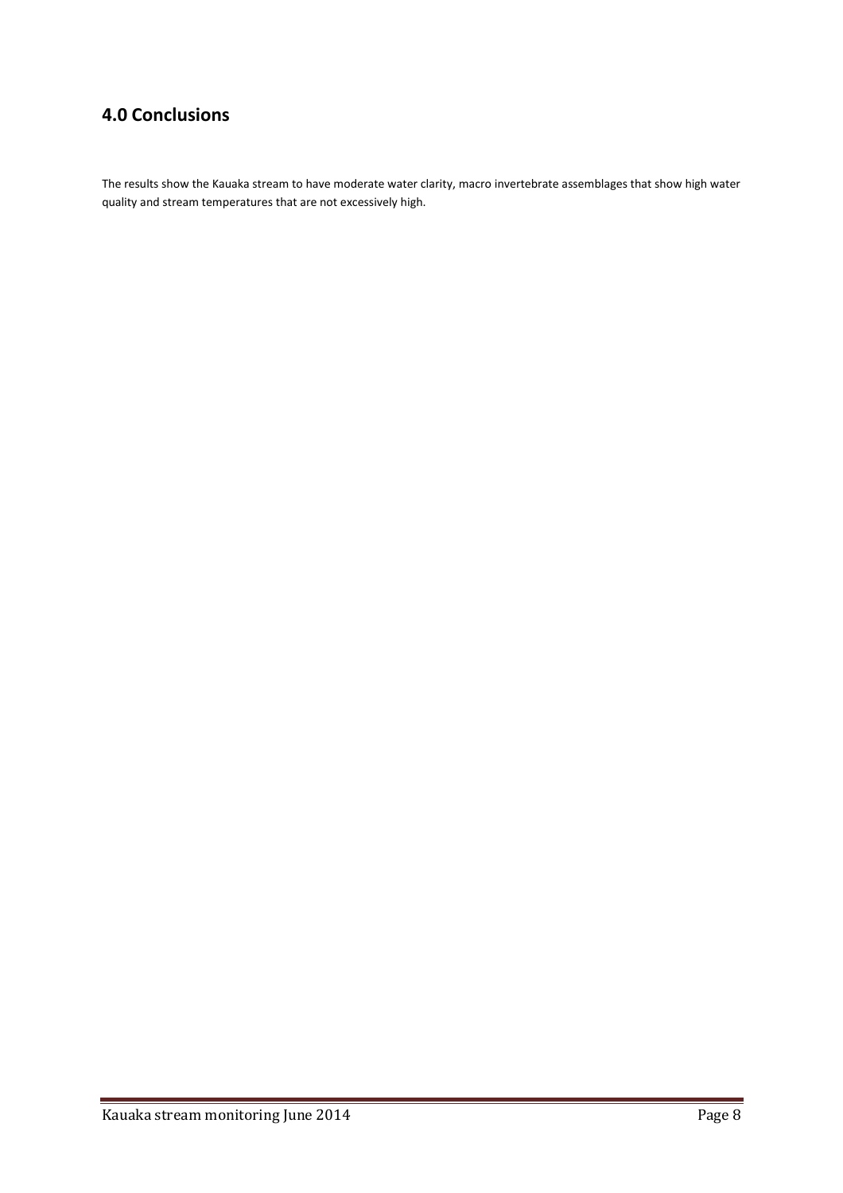## 4.0 Conclusions

The results show the Kauaka stream to have moderate water clarity, macro invertebrate assemblages that show high water quality and stream temperatures that are not excessively high.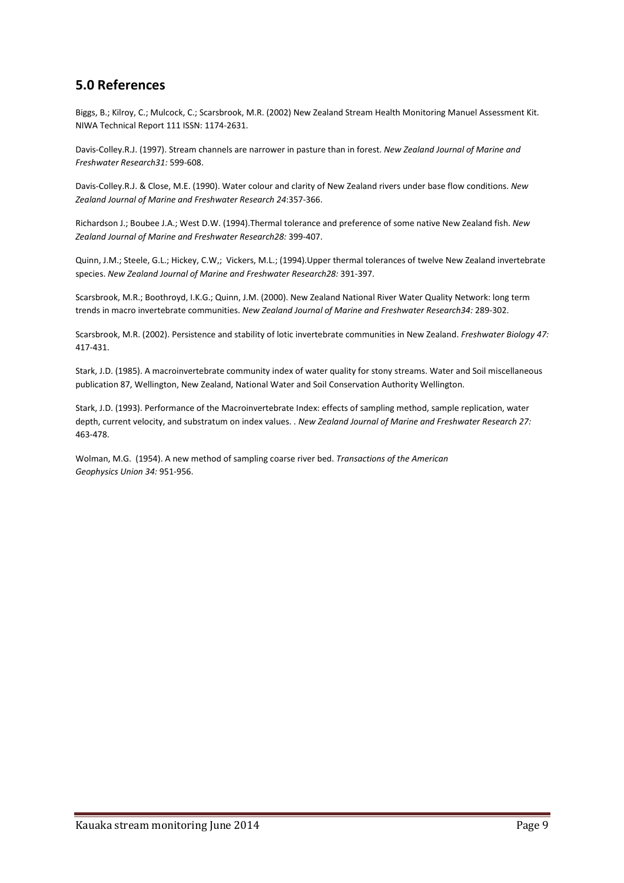## 5.0 References

Biggs, B.; Kilroy, C.; Mulcock, C.; Scarsbrook, M.R. (2002) New Zealand Stream Health Monitoring Manuel Assessment Kit. NIWA Technical Report 111 ISSN: 1174-2631.

Davis-Colley.R.J. (1997). Stream channels are narrower in pasture than in forest. *New Zealand Journal of Marine and Freshwater Research31:* 599-608.

Davis-Colley.R.J. & Close, M.E. (1990). Water colour and clarity of New Zealand rivers under base flow conditions. *New Zealand Journal of Marine and Freshwater Research 24*:357-366.

Richardson J.; Boubee J.A.; West D.W. (1994).Thermal tolerance and preference of some native New Zealand fish. *New Zealand Journal of Marine and Freshwater Research28:* 399-407.

Quinn, J.M.; Steele, G.L.; Hickey, C.W,; Vickers, M.L.; (1994).Upper thermal tolerances of twelve New Zealand invertebrate species. *New Zealand Journal of Marine and Freshwater Research28:* 391-397.

Scarsbrook, M.R.; Boothroyd, I.K.G.; Quinn, J.M. (2000). New Zealand National River Water Quality Network: long term trends in macro invertebrate communities. *New Zealand Journal of Marine and Freshwater Research34:* 289-302.

Scarsbrook, M.R. (2002). Persistence and stability of lotic invertebrate communities in New Zealand. *Freshwater Biology 47:* 417-431.

Stark, J.D. (1985). A macroinvertebrate community index of water quality for stony streams. Water and Soil miscellaneous publication 87, Wellington, New Zealand, National Water and Soil Conservation Authority Wellington.

Stark, J.D. (1993). Performance of the Macroinvertebrate Index: effects of sampling method, sample replication, water depth, current velocity, and substratum on index values. . *New Zealand Journal of Marine and Freshwater Research 27:* 463-478.

Wolman, M.G. (1954). A new method of sampling coarse river bed. *Transactions of the American Geophysics Union 34:* 951-956.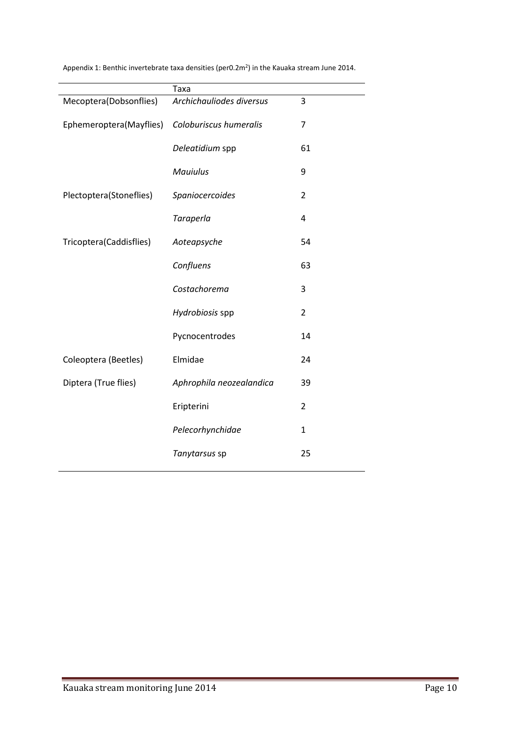Appendix 1: Benthic invertebrate taxa densities (per0.2m$^2$) in the Kauaka stream June 2014.

| | Taxa | |
|---|---|---|
| Mecoptera(Dobsonflies) | *Archichauliodes diversus* | 3 |
| Ephemeroptera(Mayflies) | *Coloburiscus humeralis* | 7 |
| | *Deleatidium* spp | 61 |
| | *Mauiulus* | 9 |
| Plectoptera(Stoneflies) | *Spaniocercoides* | 2 |
| | *Taraperla* | 4 |
| Tricoptera(Caddisflies) | *Aoteapsyche* | 54 |
| | *Confluens* | 63 |
| | *Costachorema* | 3 |
| | *Hydrobiosis* spp | 2 |
| | Pycnocentrodes | 14 |
| Coleoptera (Beetles) | Elmidae | 24 |
| Diptera (True flies) | *Aphrophila neozealandica* | 39 |
| | Eripterini | 2 |
| | *Pelecorhynchidae* | 1 |
| | *Tanytarsus* sp | 25 |